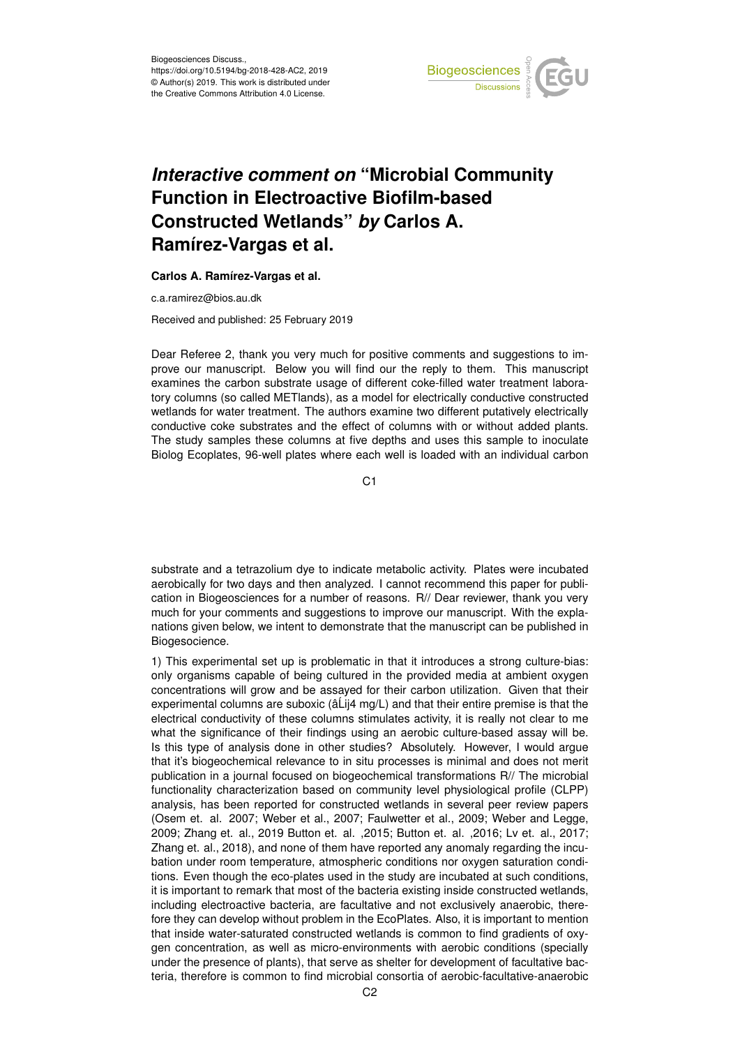Biogeosciences Discuss.,
https://doi.org/10.5194/bg-2018-428-AC2, 2019
© Author(s) 2019. This work is distributed under
the Creative Commons Attribution 4.0 License.

# *Interactive comment on* "Microbial Community Function in Electroactive Biofilm-based Constructed Wetlands" *by* Carlos A. Ramírez-Vargas et al.

**Carlos A. Ramírez-Vargas et al.**

c.a.ramirez@bios.au.dk

Received and published: 25 February 2019

Dear Referee 2, thank you very much for positive comments and suggestions to improve our manuscript. Below you will find our the reply to them. This manuscript examines the carbon substrate usage of different coke-filled water treatment laboratory columns (so called METlands), as a model for electrically conductive constructed wetlands for water treatment. The authors examine two different putatively electrically conductive coke substrates and the effect of columns with or without added plants. The study samples these columns at five depths and uses this sample to inoculate Biolog Ecoplates, 96-well plates where each well is loaded with an individual carbon substrate and a tetrazolium dye to indicate metabolic activity. Plates were incubated aerobically for two days and then analyzed. I cannot recommend this paper for publication in Biogeosciences for a number of reasons. R// Dear reviewer, thank you very much for your comments and suggestions to improve our manuscript. With the explanations given below, we intent to demonstrate that the manuscript can be published in Biogesocience.

1) This experimental set up is problematic in that it introduces a strong culture-bias: only organisms capable of being cultured in the provided media at ambient oxygen concentrations will grow and be assayed for their carbon utilization. Given that their experimental columns are suboxic (âĹij4 mg/L) and that their entire premise is that the electrical conductivity of these columns stimulates activity, it is really not clear to me what the significance of their findings using an aerobic culture-based assay will be. Is this type of analysis done in other studies? Absolutely. However, I would argue that it's biogeochemical relevance to in situ processes is minimal and does not merit publication in a journal focused on biogeochemical transformations R// The microbial functionality characterization based on community level physiological profile (CLPP) analysis, has been reported for constructed wetlands in several peer review papers (Osem et. al. 2007; Weber et al., 2007; Faulwetter et al., 2009; Weber and Legge, 2009; Zhang et. al., 2019 Button et. al. ,2015; Button et. al. ,2016; Lv et. al., 2017; Zhang et. al., 2018), and none of them have reported any anomaly regarding the incubation under room temperature, atmospheric conditions nor oxygen saturation conditions. Even though the eco-plates used in the study are incubated at such conditions, it is important to remark that most of the bacteria existing inside constructed wetlands, including electroactive bacteria, are facultative and not exclusively anaerobic, therefore they can develop without problem in the EcoPlates. Also, it is important to mention that inside water-saturated constructed wetlands is common to find gradients of oxygen concentration, as well as micro-environments with aerobic conditions (specially under the presence of plants), that serve as shelter for development of facultative bacteria, therefore is common to find microbial consortia of aerobic-facultative-anaerobic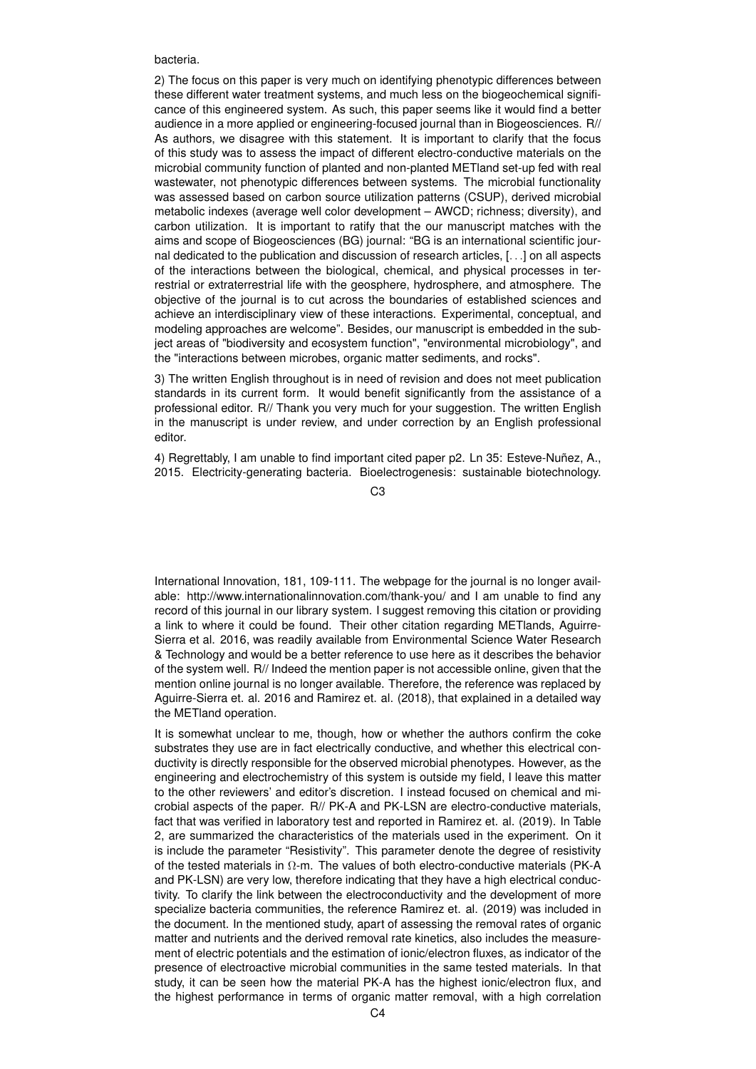bacteria.

2) The focus on this paper is very much on identifying phenotypic differences between these different water treatment systems, and much less on the biogeochemical significance of this engineered system. As such, this paper seems like it would find a better audience in a more applied or engineering-focused journal than in Biogeosciences. R// As authors, we disagree with this statement. It is important to clarify that the focus of this study was to assess the impact of different electro-conductive materials on the microbial community function of planted and non-planted METland set-up fed with real wastewater, not phenotypic differences between systems. The microbial functionality was assessed based on carbon source utilization patterns (CSUP), derived microbial metabolic indexes (average well color development – AWCD; richness; diversity), and carbon utilization. It is important to ratify that the our manuscript matches with the aims and scope of Biogeosciences (BG) journal: "BG is an international scientific journal dedicated to the publication and discussion of research articles, [. . .] on all aspects of the interactions between the biological, chemical, and physical processes in terrestrial or extraterrestrial life with the geosphere, hydrosphere, and atmosphere. The objective of the journal is to cut across the boundaries of established sciences and achieve an interdisciplinary view of these interactions. Experimental, conceptual, and modeling approaches are welcome". Besides, our manuscript is embedded in the subject areas of "biodiversity and ecosystem function", "environmental microbiology", and the "interactions between microbes, organic matter sediments, and rocks".

3) The written English throughout is in need of revision and does not meet publication standards in its current form. It would benefit significantly from the assistance of a professional editor. R// Thank you very much for your suggestion. The written English in the manuscript is under review, and under correction by an English professional editor.

4) Regrettably, I am unable to find important cited paper p2. Ln 35: Esteve-Nuñez, A., 2015. Electricity-generating bacteria. Bioelectrogenesis: sustainable biotechnology. International Innovation, 181, 109-111. The webpage for the journal is no longer available: http://www.internationalinnovation.com/thank-you/ and I am unable to find any record of this journal in our library system. I suggest removing this citation or providing a link to where it could be found. Their other citation regarding METlands, Aguirre-Sierra et al. 2016, was readily available from Environmental Science Water Research & Technology and would be a better reference to use here as it describes the behavior of the system well. R// Indeed the mention paper is not accessible online, given that the mention online journal is no longer available. Therefore, the reference was replaced by Aguirre-Sierra et. al. 2016 and Ramirez et. al. (2018), that explained in a detailed way the METland operation.

It is somewhat unclear to me, though, how or whether the authors confirm the coke substrates they use are in fact electrically conductive, and whether this electrical conductivity is directly responsible for the observed microbial phenotypes. However, as the engineering and electrochemistry of this system is outside my field, I leave this matter to the other reviewers' and editor's discretion. I instead focused on chemical and microbial aspects of the paper. R// PK-A and PK-LSN are electro-conductive materials, fact that was verified in laboratory test and reported in Ramirez et. al. (2019). In Table 2, are summarized the characteristics of the materials used in the experiment. On it is include the parameter "Resistivity". This parameter denote the degree of resistivity of the tested materials in $\Omega$-m. The values of both electro-conductive materials (PK-A and PK-LSN) are very low, therefore indicating that they have a high electrical conductivity. To clarify the link between the electroconductivity and the development of more specialize bacteria communities, the reference Ramirez et. al. (2019) was included in the document. In the mentioned study, apart of assessing the removal rates of organic matter and nutrients and the derived removal rate kinetics, also includes the measurement of electric potentials and the estimation of ionic/electron fluxes, as indicator of the presence of electroactive microbial communities in the same tested materials. In that study, it can be seen how the material PK-A has the highest ionic/electron flux, and the highest performance in terms of organic matter removal, with a high correlation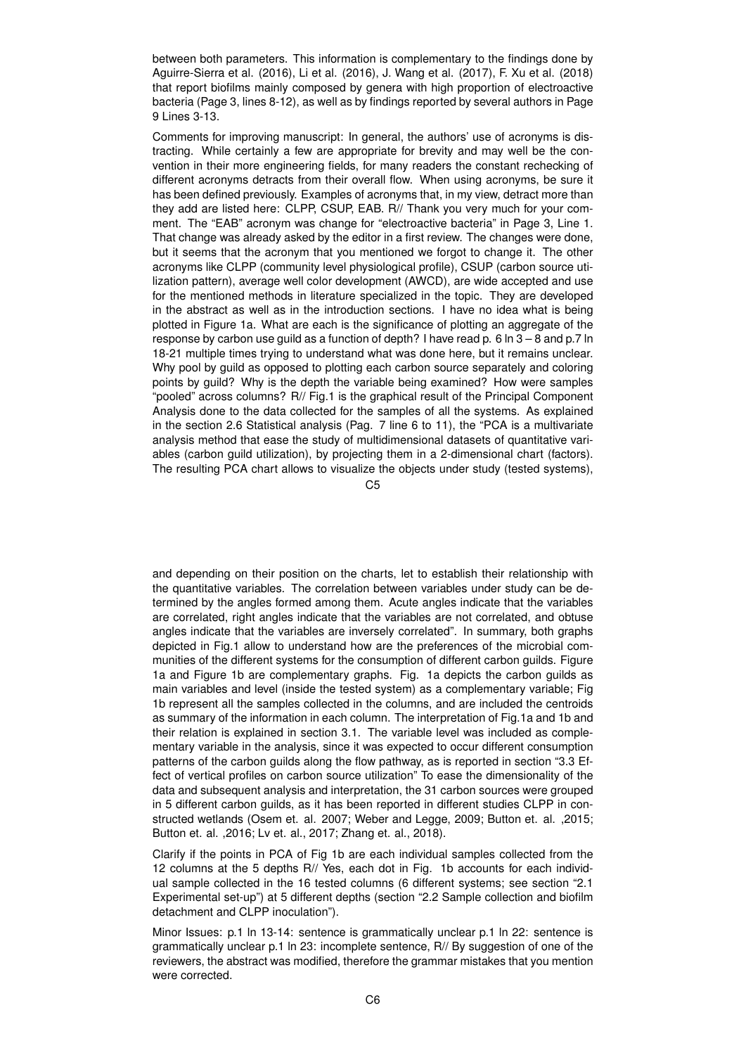between both parameters. This information is complementary to the findings done by Aguirre-Sierra et al. (2016), Li et al. (2016), J. Wang et al. (2017), F. Xu et al. (2018) that report biofilms mainly composed by genera with high proportion of electroactive bacteria (Page 3, lines 8-12), as well as by findings reported by several authors in Page 9 Lines 3-13.

Comments for improving manuscript: In general, the authors' use of acronyms is distracting. While certainly a few are appropriate for brevity and may well be the convention in their more engineering fields, for many readers the constant rechecking of different acronyms detracts from their overall flow. When using acronyms, be sure it has been defined previously. Examples of acronyms that, in my view, detract more than they add are listed here: CLPP, CSUP, EAB. R// Thank you very much for your comment. The "EAB" acronym was change for "electroactive bacteria" in Page 3, Line 1. That change was already asked by the editor in a first review. The changes were done, but it seems that the acronym that you mentioned we forgot to change it. The other acronyms like CLPP (community level physiological profile), CSUP (carbon source utilization pattern), average well color development (AWCD), are wide accepted and use for the mentioned methods in literature specialized in the topic. They are developed in the abstract as well as in the introduction sections. I have no idea what is being plotted in Figure 1a. What are each is the significance of plotting an aggregate of the response by carbon use guild as a function of depth? I have read p. 6 ln 3 – 8 and p.7 ln 18-21 multiple times trying to understand what was done here, but it remains unclear. Why pool by guild as opposed to plotting each carbon source separately and coloring points by guild? Why is the depth the variable being examined? How were samples "pooled" across columns? R// Fig.1 is the graphical result of the Principal Component Analysis done to the data collected for the samples of all the systems. As explained in the section 2.6 Statistical analysis (Pag. 7 line 6 to 11), the "PCA is a multivariate analysis method that ease the study of multidimensional datasets of quantitative variables (carbon guild utilization), by projecting them in a 2-dimensional chart (factors). The resulting PCA chart allows to visualize the objects under study (tested systems), and depending on their position on the charts, let to establish their relationship with the quantitative variables. The correlation between variables under study can be determined by the angles formed among them. Acute angles indicate that the variables are correlated, right angles indicate that the variables are not correlated, and obtuse angles indicate that the variables are inversely correlated". In summary, both graphs depicted in Fig.1 allow to understand how are the preferences of the microbial communities of the different systems for the consumption of different carbon guilds. Figure 1a and Figure 1b are complementary graphs. Fig. 1a depicts the carbon guilds as main variables and level (inside the tested system) as a complementary variable; Fig 1b represent all the samples collected in the columns, and are included the centroids as summary of the information in each column. The interpretation of Fig.1a and 1b and their relation is explained in section 3.1. The variable level was included as complementary variable in the analysis, since it was expected to occur different consumption patterns of the carbon guilds along the flow pathway, as is reported in section "3.3 Effect of vertical profiles on carbon source utilization" To ease the dimensionality of the data and subsequent analysis and interpretation, the 31 carbon sources were grouped in 5 different carbon guilds, as it has been reported in different studies CLPP in constructed wetlands (Osem et. al. 2007; Weber and Legge, 2009; Button et. al. ,2015; Button et. al. ,2016; Lv et. al., 2017; Zhang et. al., 2018).

Clarify if the points in PCA of Fig 1b are each individual samples collected from the 12 columns at the 5 depths R// Yes, each dot in Fig. 1b accounts for each individual sample collected in the 16 tested columns (6 different systems; see section "2.1 Experimental set-up") at 5 different depths (section "2.2 Sample collection and biofilm detachment and CLPP inoculation").

Minor Issues: p.1 ln 13-14: sentence is grammatically unclear p.1 ln 22: sentence is grammatically unclear p.1 ln 23: incomplete sentence, R// By suggestion of one of the reviewers, the abstract was modified, therefore the grammar mistakes that you mention were corrected.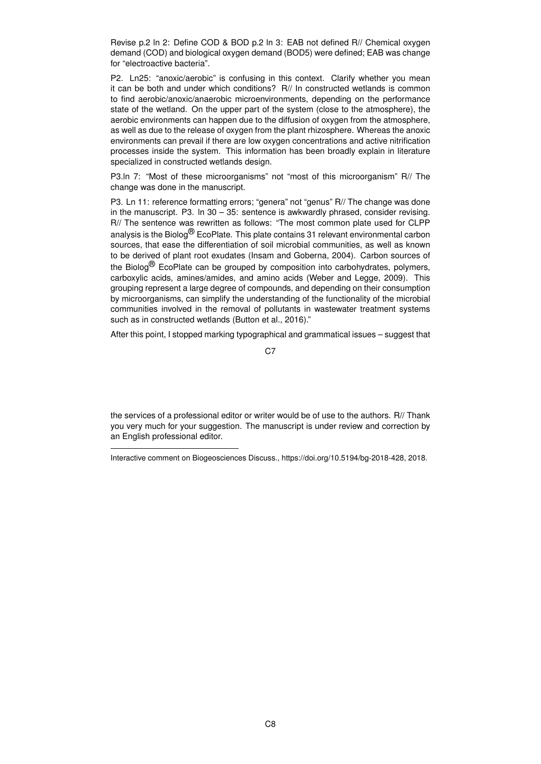Revise p.2 ln 2: Define COD & BOD p.2 ln 3: EAB not defined R// Chemical oxygen demand (COD) and biological oxygen demand ($BOD_5$) were defined; EAB was change for "electroactive bacteria".

P2. Ln25: "anoxic/aerobic" is confusing in this context. Clarify whether you mean it can be both and under which conditions? R// In constructed wetlands is common to find aerobic/anoxic/anaerobic microenvironments, depending on the performance state of the wetland. On the upper part of the system (close to the atmosphere), the aerobic environments can happen due to the diffusion of oxygen from the atmosphere, as well as due to the release of oxygen from the plant rhizosphere. Whereas the anoxic environments can prevail if there are low oxygen concentrations and active nitrification processes inside the system. This information has been broadly explain in literature specialized in constructed wetlands design.

P3.ln 7: "Most of these microorganisms" not "most of this microorganism" R// The change was done in the manuscript.

P3. Ln 11: reference formatting errors; "genera" not "genus" R// The change was done in the manuscript. P3. ln 30 – 35: sentence is awkwardly phrased, consider revising. R// The sentence was rewritten as follows: "The most common plate used for CLPP analysis is the Biolog® EcoPlate. This plate contains 31 relevant environmental carbon sources, that ease the differentiation of soil microbial communities, as well as known to be derived of plant root exudates (Insam and Goberna, 2004). Carbon sources of the Biolog® EcoPlate can be grouped by composition into carbohydrates, polymers, carboxylic acids, amines/amides, and amino acids (Weber and Legge, 2009). This grouping represent a large degree of compounds, and depending on their consumption by microorganisms, can simplify the understanding of the functionality of the microbial communities involved in the removal of pollutants in wastewater treatment systems such as in constructed wetlands (Button et al., 2016)."

After this point, I stopped marking typographical and grammatical issues – suggest that the services of a professional editor or writer would be of use to the authors. R// Thank you very much for your suggestion. The manuscript is under review and correction by an English professional editor.

---

Interactive comment on Biogeosciences Discuss., https://doi.org/10.5194/bg-2018-428, 2018.